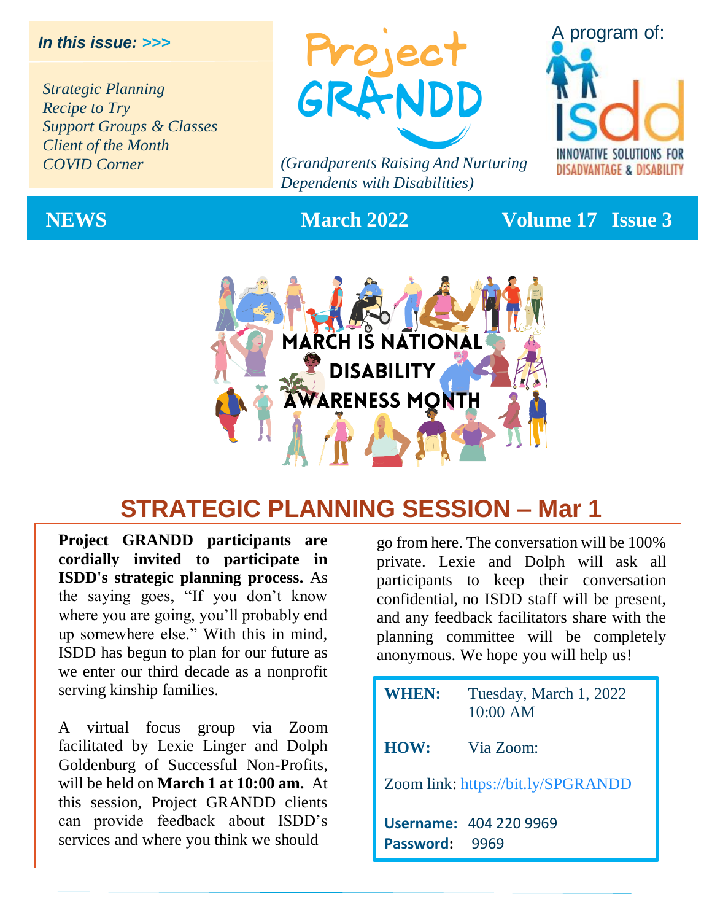***In this issue: >>>***

*Strategic Planning*
*Recipe to Try*
*Support Groups & Classes*
*Client of the Month*
*COVID Corner*

# Project GRANDD

*(Grandparents Raising And Nurturing Dependents with Disabilities)*

A program of: ISDD — INNOVATIVE SOLUTIONS FOR DISADVANTAGE & DISABILITY

**NEWS** **March 2022** **Volume 17 Issue 3**

MARCH IS NATIONAL DISABILITY AWARENESS MONTH

## STRATEGIC PLANNING SESSION – Mar 1

**Project GRANDD participants are cordially invited to participate in ISDD's strategic planning process.** As the saying goes, "If you don't know where you are going, you'll probably end up somewhere else." With this in mind, ISDD has begun to plan for our future as we enter our third decade as a nonprofit serving kinship families.

A virtual focus group via Zoom facilitated by Lexie Linger and Dolph Goldenburg of Successful Non-Profits, will be held on **March 1 at 10:00 am.** At this session, Project GRANDD clients can provide feedback about ISDD's services and where you think we should go from here. The conversation will be 100% private. Lexie and Dolph will ask all participants to keep their conversation confidential, no ISDD staff will be present, and any feedback facilitators share with the planning committee will be completely anonymous. We hope you will help us!

**WHEN:** Tuesday, March 1, 2022 10:00 AM

**HOW:** Via Zoom:

Zoom link: https://bit.ly/SPGRANDD

**Username:** 404 220 9969
**Password:** 9969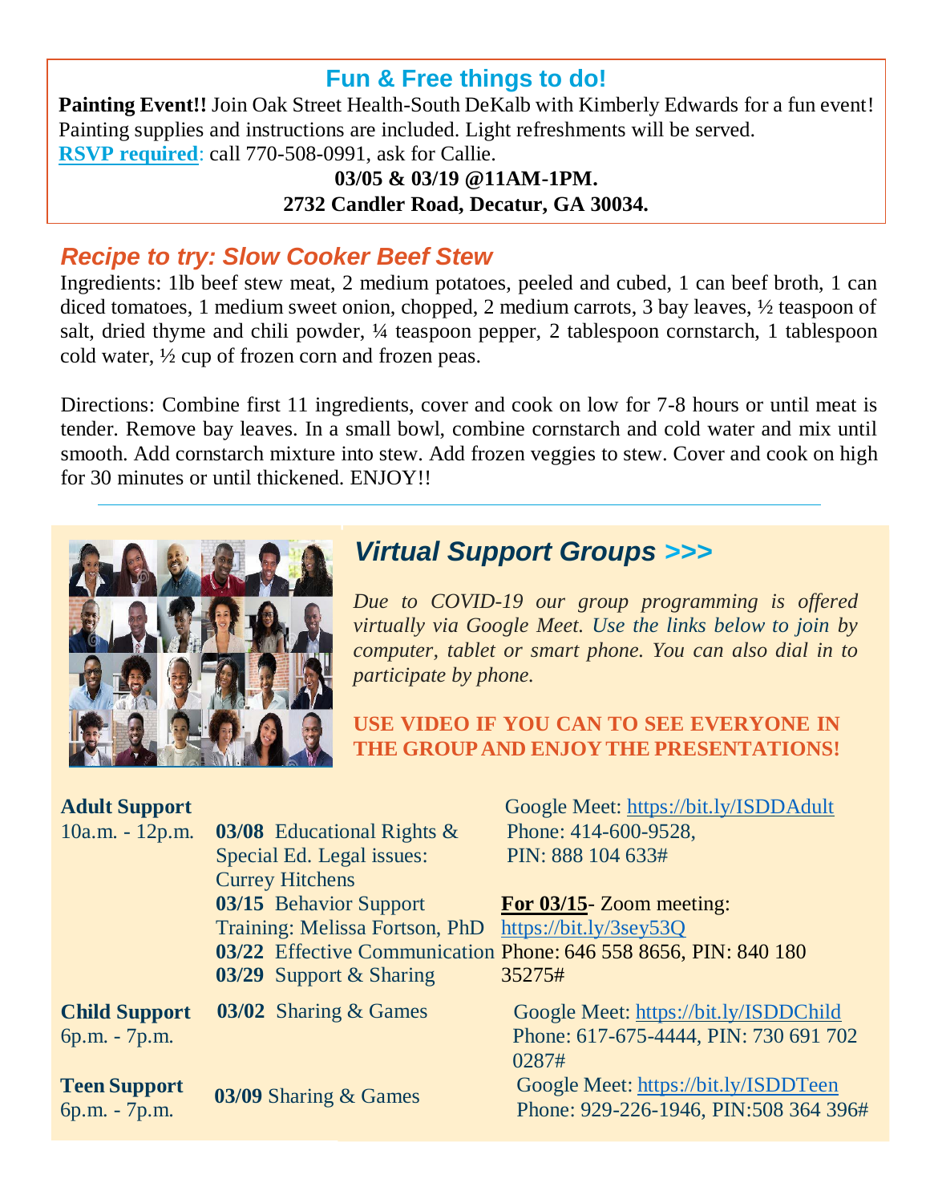## Fun & Free things to do!

**Painting Event!!** Join Oak Street Health-South DeKalb with Kimberly Edwards for a fun event! Painting supplies and instructions are included. Light refreshments will be served.
**RSVP required**: call 770-508-0991, ask for Callie.

**03/05 & 03/19 @11AM-1PM.**
**2732 Candler Road, Decatur, GA 30034.**

## *Recipe to try: Slow Cooker Beef Stew*

Ingredients: 1lb beef stew meat, 2 medium potatoes, peeled and cubed, 1 can beef broth, 1 can diced tomatoes, 1 medium sweet onion, chopped, 2 medium carrots, 3 bay leaves, ½ teaspoon of salt, dried thyme and chili powder, ¼ teaspoon pepper, 2 tablespoon cornstarch, 1 tablespoon cold water, ½ cup of frozen corn and frozen peas.

Directions: Combine first 11 ingredients, cover and cook on low for 7-8 hours or until meat is tender. Remove bay leaves. In a small bowl, combine cornstarch and cold water and mix until smooth. Add cornstarch mixture into stew. Add frozen veggies to stew. Cover and cook on high for 30 minutes or until thickened. ENJOY!!

---

## *Virtual Support Groups >>>*

*Due to COVID-19 our group programming is offered virtually via Google Meet. Use the links below to join by computer, tablet or smart phone. You can also dial in to participate by phone.*

**USE VIDEO IF YOU CAN TO SEE EVERYONE IN THE GROUP AND ENJOY THE PRESENTATIONS!**

| Group | Sessions | Access |
| --- | --- | --- |
| **Adult Support** 10a.m. - 12p.m. | **03/08** Educational Rights & Special Ed. Legal issues: Currey Hitchens<br>**03/15** Behavior Support Training: Melissa Fortson, PhD<br>**03/22** Effective Communication<br>**03/29** Support & Sharing | Google Meet: https://bit.ly/ISDDAdult<br>Phone: 414-600-9528, PIN: 888 104 633#<br>**For 03/15**- Zoom meeting: https://bit.ly/3sey53Q<br>Phone: 646 558 8656, PIN: 840 180 35275# |
| **Child Support** 6p.m. - 7p.m. | **03/02** Sharing & Games | Google Meet: https://bit.ly/ISDDChild<br>Phone: 617-675-4444, PIN: 730 691 702 0287# |
| **Teen Support** 6p.m. - 7p.m. | **03/09** Sharing & Games | Google Meet: https://bit.ly/ISDDTeen<br>Phone: 929-226-1946, PIN:508 364 396# |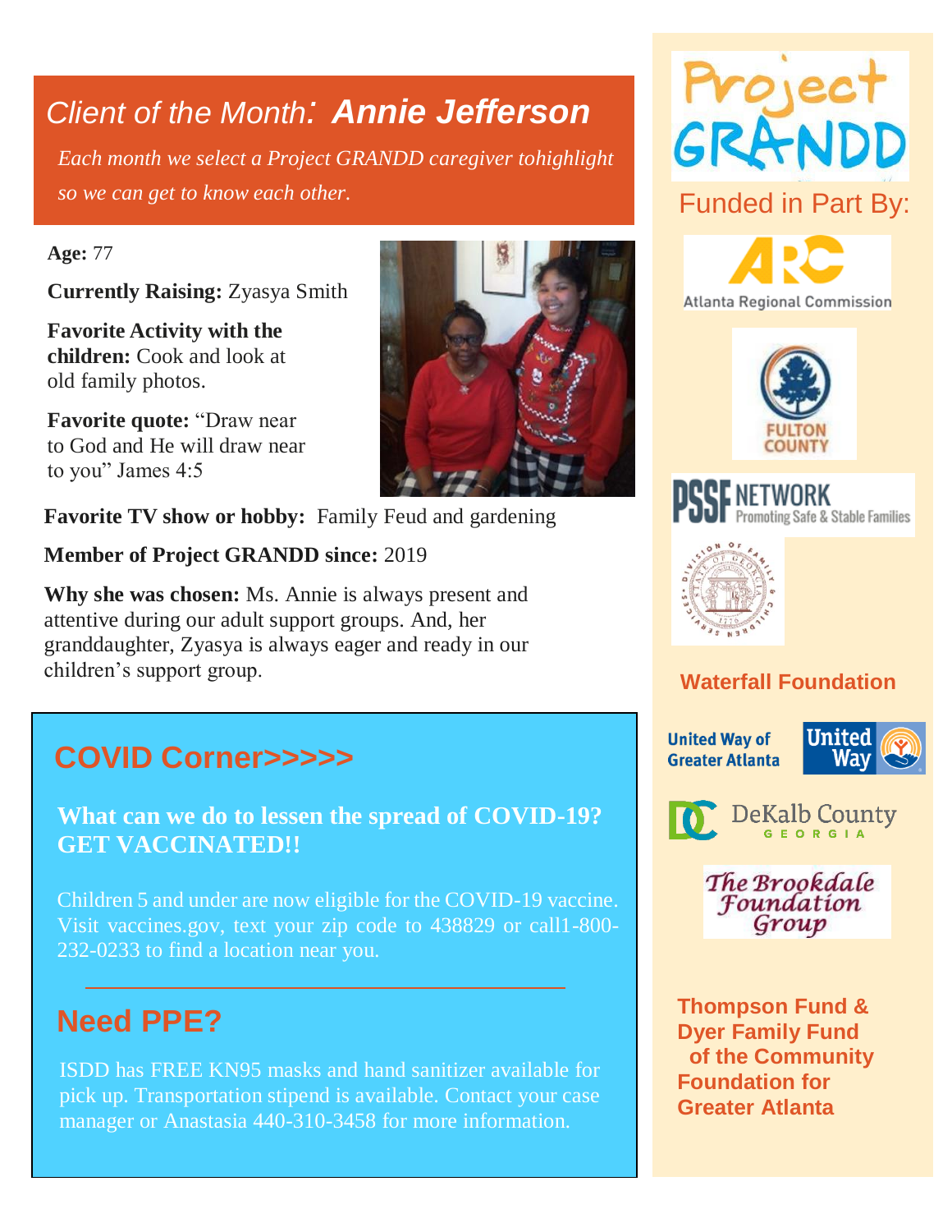# *Client of the Month: **Annie Jefferson***

*Each month we select a Project GRANDD caregiver tohighlight so we can get to know each other.*

**Age:** 77

**Currently Raising:** Zyasya Smith

**Favorite Activity with the children:** Cook and look at old family photos.

**Favorite quote:** "Draw near to God and He will draw near to you" James 4:5

**Favorite TV show or hobby:** Family Feud and gardening

**Member of Project GRANDD since:** 2019

**Why she was chosen:** Ms. Annie is always present and attentive during our adult support groups. And, her granddaughter, Zyasya is always eager and ready in our children's support group.

## COVID Corner>>>>>

**What can we do to lessen the spread of COVID-19? GET VACCINATED!!**

Children 5 and under are now eligible for the COVID-19 vaccine. Visit vaccines.gov, text your zip code to 438829 or call1-800-232-0233 to find a location near you.

## Need PPE?

ISDD has FREE KN95 masks and hand sanitizer available for pick up. Transportation stipend is available. Contact your case manager or Anastasia 440-310-3458 for more information.

---

Project GRANDD

Funded in Part By:

Atlanta Regional Commission

Fulton County

PSSF Network Promoting Safe & Stable Families

Division of Family & Children Services, State of Georgia

**Waterfall Foundation**

United Way of Greater Atlanta

DeKalb County Georgia

The Brookdale Foundation Group

**Thompson Fund & Dyer Family Fund of the Community Foundation for Greater Atlanta**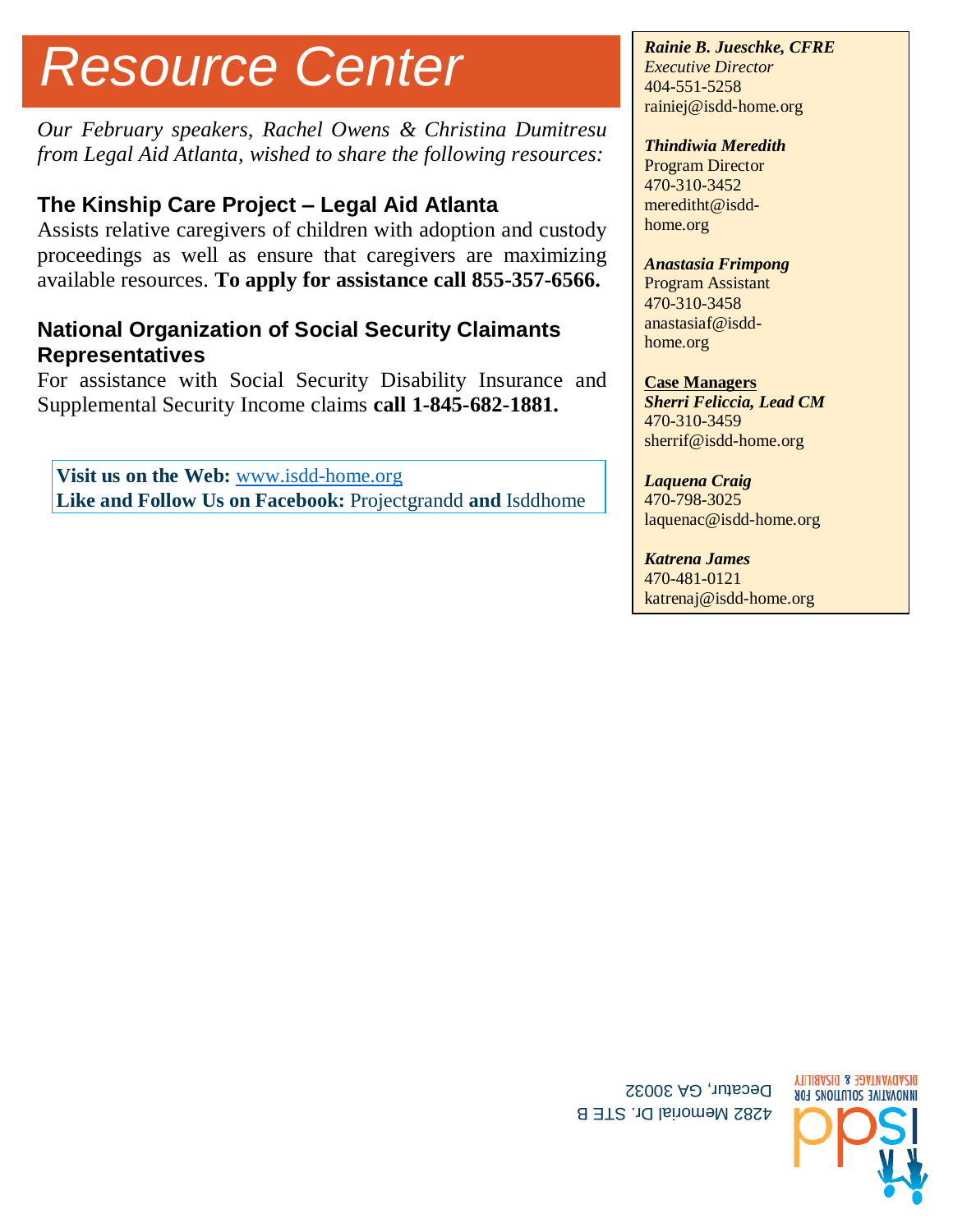# Resource Center

*Our February speakers, Rachel Owens & Christina Dumitresu from Legal Aid Atlanta, wished to share the following resources:*

### The Kinship Care Project – Legal Aid Atlanta

Assists relative caregivers of children with adoption and custody proceedings as well as ensure that caregivers are maximizing available resources. **To apply for assistance call 855-357-6566.**

### National Organization of Social Security Claimants Representatives

For assistance with Social Security Disability Insurance and Supplemental Security Income claims **call 1-845-682-1881.**

**Visit us on the Web:** www.isdd-home.org
**Like and Follow Us on Facebook:** Projectgrandd **and** Isddhome

***Rainie B. Jueschke, CFRE***
*Executive Director*
404-551-5258
rainiej@isdd-home.org

***Thindiwia Meredith***
Program Director
470-310-3452
meredith t@isdd-home.org

***Anastasia Frimpong***
Program Assistant
470-310-3458
anastasiaf@isdd-home.org

**Case Managers**

***Sherri Feliccia, Lead CM***
470-310-3459
sherrif@isdd-home.org

***Laquena Craig***
470-798-3025
laquenac@isdd-home.org

***Katrena James***
470-481-0121
katrenaj@isdd-home.org

isdd
INNOVATIVE SOLUTIONS FOR DISADVANTAGE & DISABILITY

4282 Memorial Dr. STE B
Decatur, GA 30032